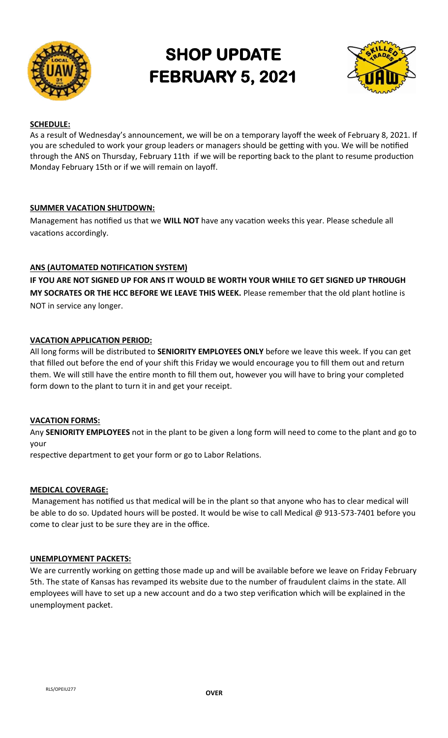# SHOP UPDATE FEBRUARY 5, 2021

**SCHEDULE:**

As a result of Wednesday's announcement, we will be on a temporary layoff the week of February 8, 2021. If you are scheduled to work your group leaders or managers should be getting with you. We will be notified through the ANS on Thursday, February 11th if we will be reporting back to the plant to resume production Monday February 15th or if we will remain on layoff.

**SUMMER VACATION SHUTDOWN:**

Management has notified us that we **WILL NOT** have any vacation weeks this year. Please schedule all vacations accordingly.

**ANS (AUTOMATED NOTIFICATION SYSTEM)**

**IF YOU ARE NOT SIGNED UP FOR ANS IT WOULD BE WORTH YOUR WHILE TO GET SIGNED UP THROUGH MY SOCRATES OR THE HCC BEFORE WE LEAVE THIS WEEK.** Please remember that the old plant hotline is NOT in service any longer.

**VACATION APPLICATION PERIOD:**

All long forms will be distributed to **SENIORITY EMPLOYEES ONLY** before we leave this week. If you can get that filled out before the end of your shift this Friday we would encourage you to fill them out and return them. We will still have the entire month to fill them out, however you will have to bring your completed form down to the plant to turn it in and get your receipt.

**VACATION FORMS:**

Any **SENIORITY EMPLOYEES** not in the plant to be given a long form will need to come to the plant and go to your respective department to get your form or go to Labor Relations.

**MEDICAL COVERAGE:**

Management has notified us that medical will be in the plant so that anyone who has to clear medical will be able to do so. Updated hours will be posted. It would be wise to call Medical @ 913-573-7401 before you come to clear just to be sure they are in the office.

**UNEMPLOYMENT PACKETS:**

We are currently working on getting those made up and will be available before we leave on Friday February 5th. The state of Kansas has revamped its website due to the number of fraudulent claims in the state. All employees will have to set up a new account and do a two step verification which will be explained in the unemployment packet.

RLS/OPEIU277

**OVER**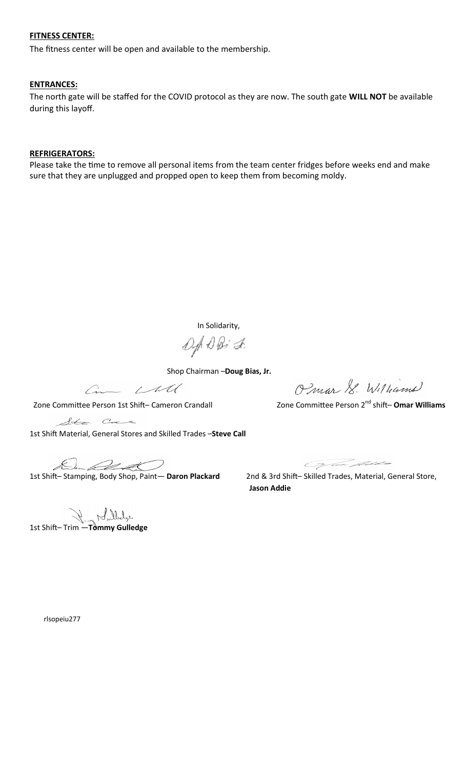**FITNESS CENTER:**

The fitness center will be open and available to the membership.

**ENTRANCES:**

The north gate will be staffed for the COVID protocol as they are now. The south gate **WILL NOT** be available during this layoff.

**REFRIGERATORS:**

Please take the time to remove all personal items from the team center fridges before weeks end and make sure that they are unplugged and propped open to keep them from becoming moldy.

In Solidarity,

Shop Chairman –**Doug Bias, Jr.**

Zone Committee Person 1st Shift– Cameron Crandall

Zone Committee Person 2nd shift– **Omar Williams**

1st Shift Material, General Stores and Skilled Trades –**Steve Call**

1st Shift– Stamping, Body Shop, Paint— **Daron Plackard**

2nd & 3rd Shift– Skilled Trades, Material, General Store, **Jason Addie**

1st Shift– Trim —**Tommy Gulledge**

rlsopeiu277